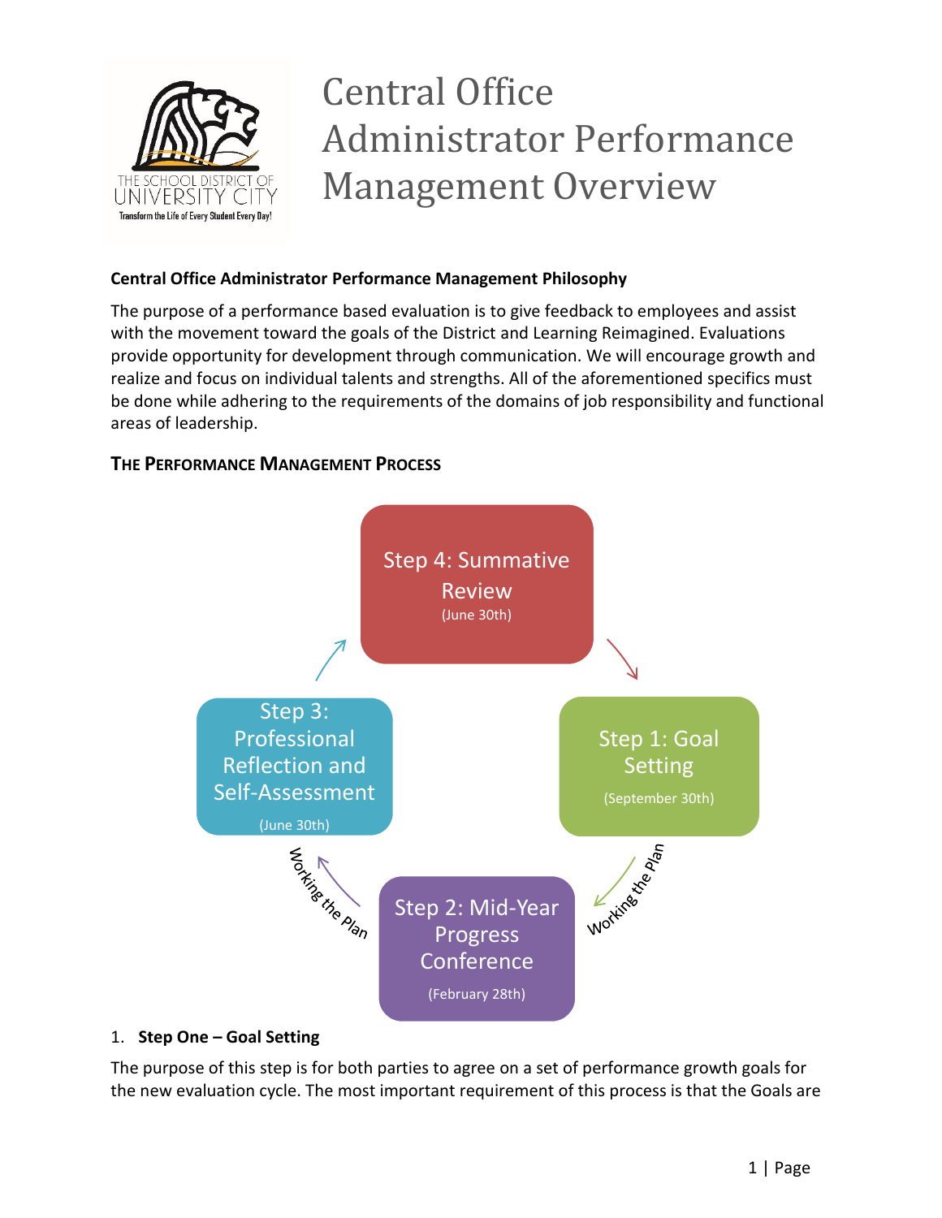# Central Office Administrator Performance Management Overview

THE SCHOOL DISTRICT OF UNIVERSITY CITY
Transform the Life of Every Student Every Day!

**Central Office Administrator Performance Management Philosophy**

The purpose of a performance based evaluation is to give feedback to employees and assist with the movement toward the goals of the District and Learning Reimagined. Evaluations provide opportunity for development through communication. We will encourage growth and realize and focus on individual talents and strengths. All of the aforementioned specifics must be done while adhering to the requirements of the domains of job responsibility and functional areas of leadership.

## THE PERFORMANCE MANAGEMENT PROCESS

Step 4: Summative Review (June 30th)

Step 1: Goal Setting (September 30th)

Working the Plan

Step 2: Mid-Year Progress Conference (February 28th)

Working the Plan

Step 3: Professional Reflection and Self-Assessment (June 30th)

1. **Step One – Goal Setting**

The purpose of this step is for both parties to agree on a set of performance growth goals for the new evaluation cycle. The most important requirement of this process is that the Goals are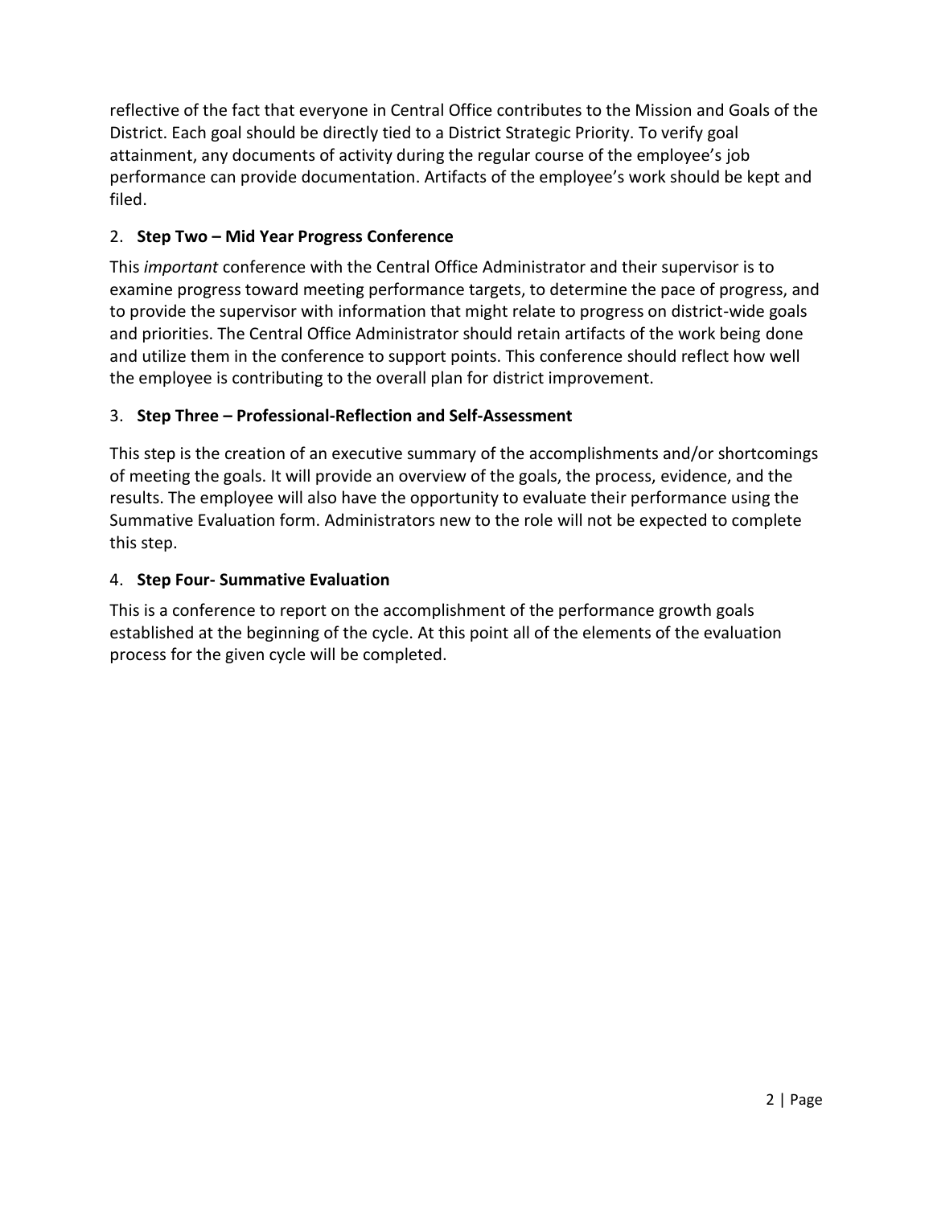reflective of the fact that everyone in Central Office contributes to the Mission and Goals of the District. Each goal should be directly tied to a District Strategic Priority. To verify goal attainment, any documents of activity during the regular course of the employee's job performance can provide documentation. Artifacts of the employee's work should be kept and filed.

2. **Step Two – Mid Year Progress Conference**

This *important* conference with the Central Office Administrator and their supervisor is to examine progress toward meeting performance targets, to determine the pace of progress, and to provide the supervisor with information that might relate to progress on district-wide goals and priorities. The Central Office Administrator should retain artifacts of the work being done and utilize them in the conference to support points. This conference should reflect how well the employee is contributing to the overall plan for district improvement.

3. **Step Three – Professional-Reflection and Self-Assessment**

This step is the creation of an executive summary of the accomplishments and/or shortcomings of meeting the goals. It will provide an overview of the goals, the process, evidence, and the results. The employee will also have the opportunity to evaluate their performance using the Summative Evaluation form. Administrators new to the role will not be expected to complete this step.

4. **Step Four- Summative Evaluation**

This is a conference to report on the accomplishment of the performance growth goals established at the beginning of the cycle. At this point all of the elements of the evaluation process for the given cycle will be completed.